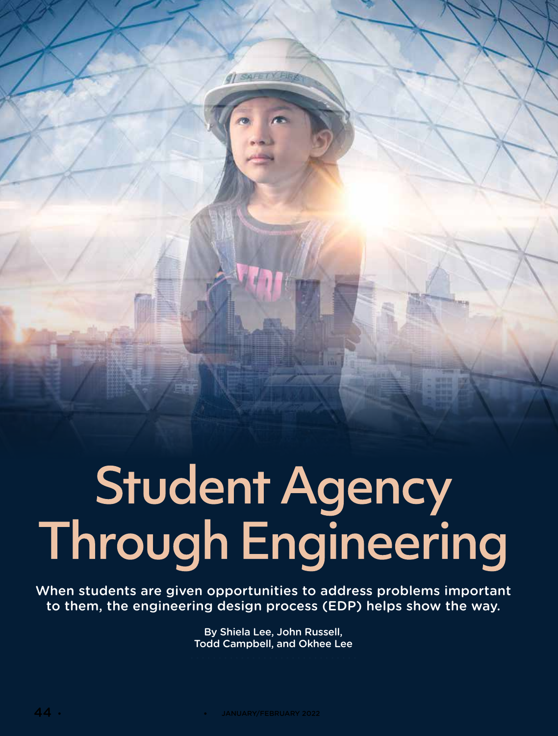# Student Agency Through Engineering

When students are given opportunities to address problems important to them, the engineering design process (EDP) helps show the way.

By Shiela Lee, John Russell, Todd Campbell, and Okhee Lee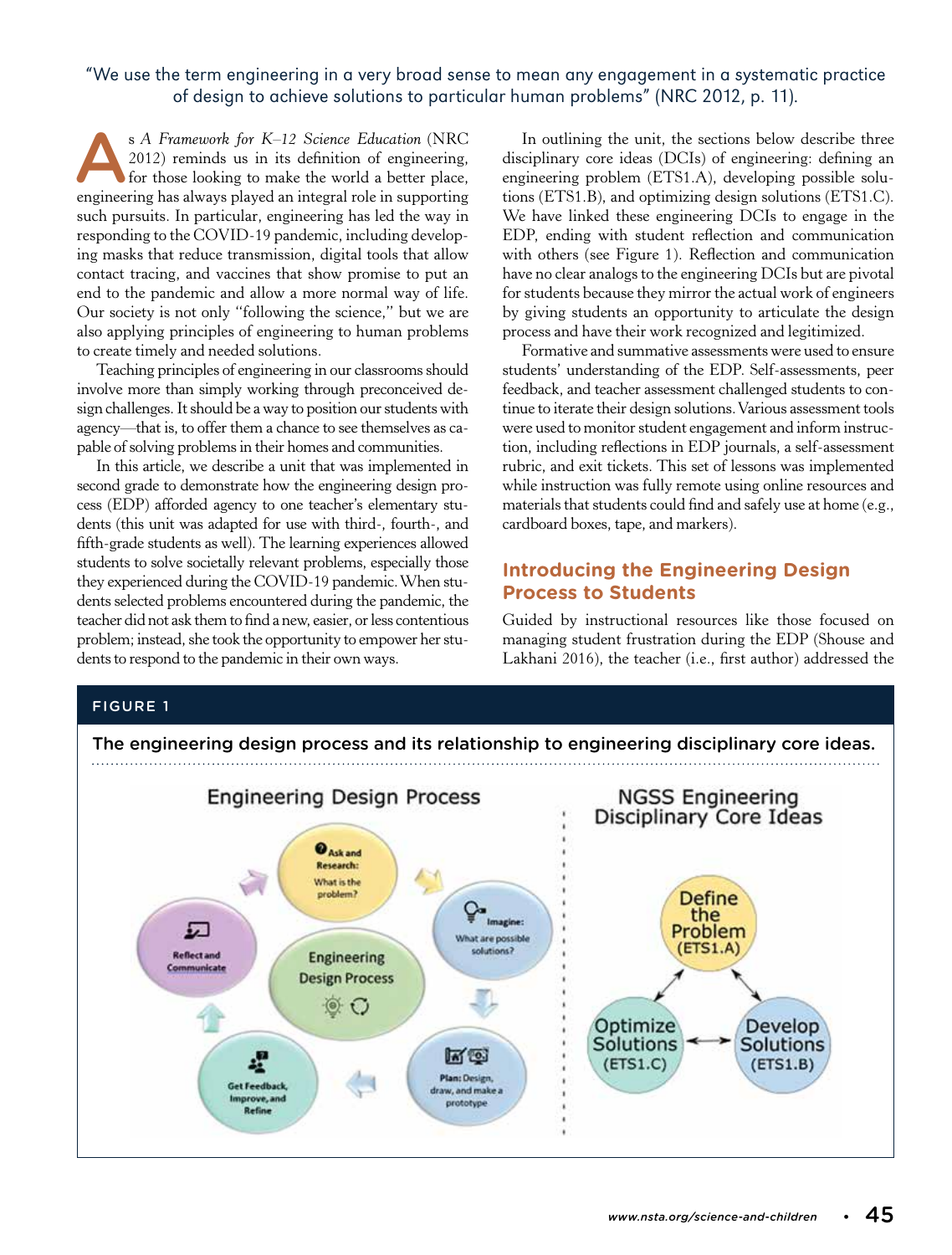"We use the term engineering in a very broad sense to mean any engagement in a systematic practice of design to achieve solutions to particular human problems" (NRC 2012, p. 11).

As *A Framework for K–12 Science Education* (NRC 2012) reminds us in its definition of engineering, for those looking to make the world a better place, engineering has always played an integral role in supporting such pursuits. In particular, engineering has led the way in responding to the COVID-19 pandemic, including developing masks that reduce transmission, digital tools that allow contact tracing, and vaccines that show promise to put an end to the pandemic and allow a more normal way of life. Our society is not only "following the science," but we are also applying principles of engineering to human problems to create timely and needed solutions.

Teaching principles of engineering in our classrooms should involve more than simply working through preconceived design challenges. It should be a way to position our students with agency—that is, to offer them a chance to see themselves as capable of solving problems in their homes and communities.

In this article, we describe a unit that was implemented in second grade to demonstrate how the engineering design process (EDP) afforded agency to one teacher's elementary students (this unit was adapted for use with third-, fourth-, and fifth-grade students as well). The learning experiences allowed students to solve societally relevant problems, especially those they experienced during the COVID-19 pandemic. When students selected problems encountered during the pandemic, the teacher did not ask them to find a new, easier, or less contentious problem; instead, she took the opportunity to empower her students to respond to the pandemic in their own ways.

In outlining the unit, the sections below describe three disciplinary core ideas (DCIs) of engineering: defining an engineering problem (ETS1.A), developing possible solutions (ETS1.B), and optimizing design solutions (ETS1.C). We have linked these engineering DCIs to engage in the EDP, ending with student reflection and communication with others (see Figure 1). Reflection and communication have no clear analogs to the engineering DCIs but are pivotal for students because they mirror the actual work of engineers by giving students an opportunity to articulate the design process and have their work recognized and legitimized.

Formative and summative assessments were used to ensure students' understanding of the EDP. Self-assessments, peer feedback, and teacher assessment challenged students to continue to iterate their design solutions. Various assessment tools were used to monitor student engagement and inform instruction, including reflections in EDP journals, a self-assessment rubric, and exit tickets. This set of lessons was implemented while instruction was fully remote using online resources and materials that students could find and safely use at home (e.g., cardboard boxes, tape, and markers).

## Introducing the Engineering Design Process to Students

Guided by instructional resources like those focused on managing student frustration during the EDP (Shouse and Lakhani 2016), the teacher (i.e., first author) addressed the

**FIGURE 1**

**The engineering design process and its relationship to engineering disciplinary core ideas.**

Engineering Design Process

- Ask and Research: What is the problem?
- Imagine: What are possible solutions?
- Plan: Design, draw, and make a prototype
- Get Feedback, Improve, and Refine
- Reflect and Communicate

NGSS Engineering Disciplinary Core Ideas

- Define the Problem (ETS1.A)
- Develop Solutions (ETS1.B)
- Optimize Solutions (ETS1.C)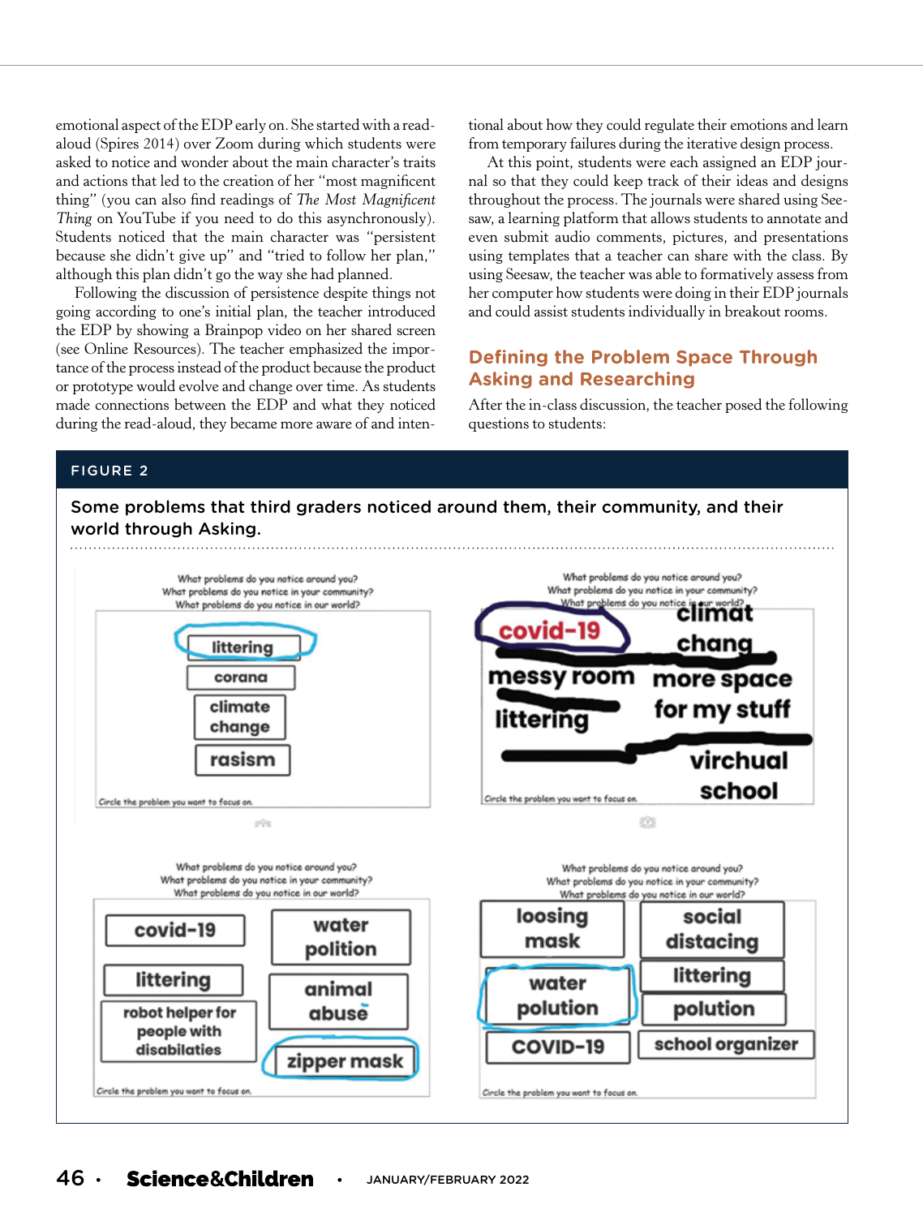emotional aspect of the EDP early on. She started with a read-aloud (Spires 2014) over Zoom during which students were asked to notice and wonder about the main character's traits and actions that led to the creation of her "most magnificent thing" (you can also find readings of *The Most Magnificent Thing* on YouTube if you need to do this asynchronously). Students noticed that the main character was "persistent because she didn't give up" and "tried to follow her plan," although this plan didn't go the way she had planned.

Following the discussion of persistence despite things not going according to one's initial plan, the teacher introduced the EDP by showing a Brainpop video on her shared screen (see Online Resources). The teacher emphasized the importance of the process instead of the product because the product or prototype would evolve and change over time. As students made connections between the EDP and what they noticed during the read-aloud, they became more aware of and intentional about how they could regulate their emotions and learn from temporary failures during the iterative design process.

At this point, students were each assigned an EDP journal so that they could keep track of their ideas and designs throughout the process. The journals were shared using Seesaw, a learning platform that allows students to annotate and even submit audio comments, pictures, and presentations using templates that a teacher can share with the class. By using Seesaw, the teacher was able to formatively assess from her computer how students were doing in their EDP journals and could assist students individually in breakout rooms.

## Defining the Problem Space Through Asking and Researching

After the in-class discussion, the teacher posed the following questions to students:

**FIGURE 2**

**Some problems that third graders noticed around them, their community, and their world through Asking.**

What problems do you notice around you?
What problems do you notice in your community?
What problems do you notice in our world?

- littering
- corana
- climate change
- rasism

Circle the problem you want to focus on.

What problems do you notice around you?
What problems do you notice in your community?
What problems do you notice in our world?

- covid-19
- climat chang
- messy room
- more space for my stuff
- littering
- virchual school

Circle the problem you want to focus on.

What problems do you notice around you?
What problems do you notice in your community?
What problems do you notice in our world?

- covid-19
- water polition
- littering
- animal abuse
- robot helper for people with disabilaties
- zipper mask

Circle the problem you want to focus on.

What problems do you notice around you?
What problems do you notice in your community?
What problems do you notice in our world?

- loosing mask
- social distacing
- water polution
- littering polution
- COVID-19
- school organizer

Circle the problem you want to focus on.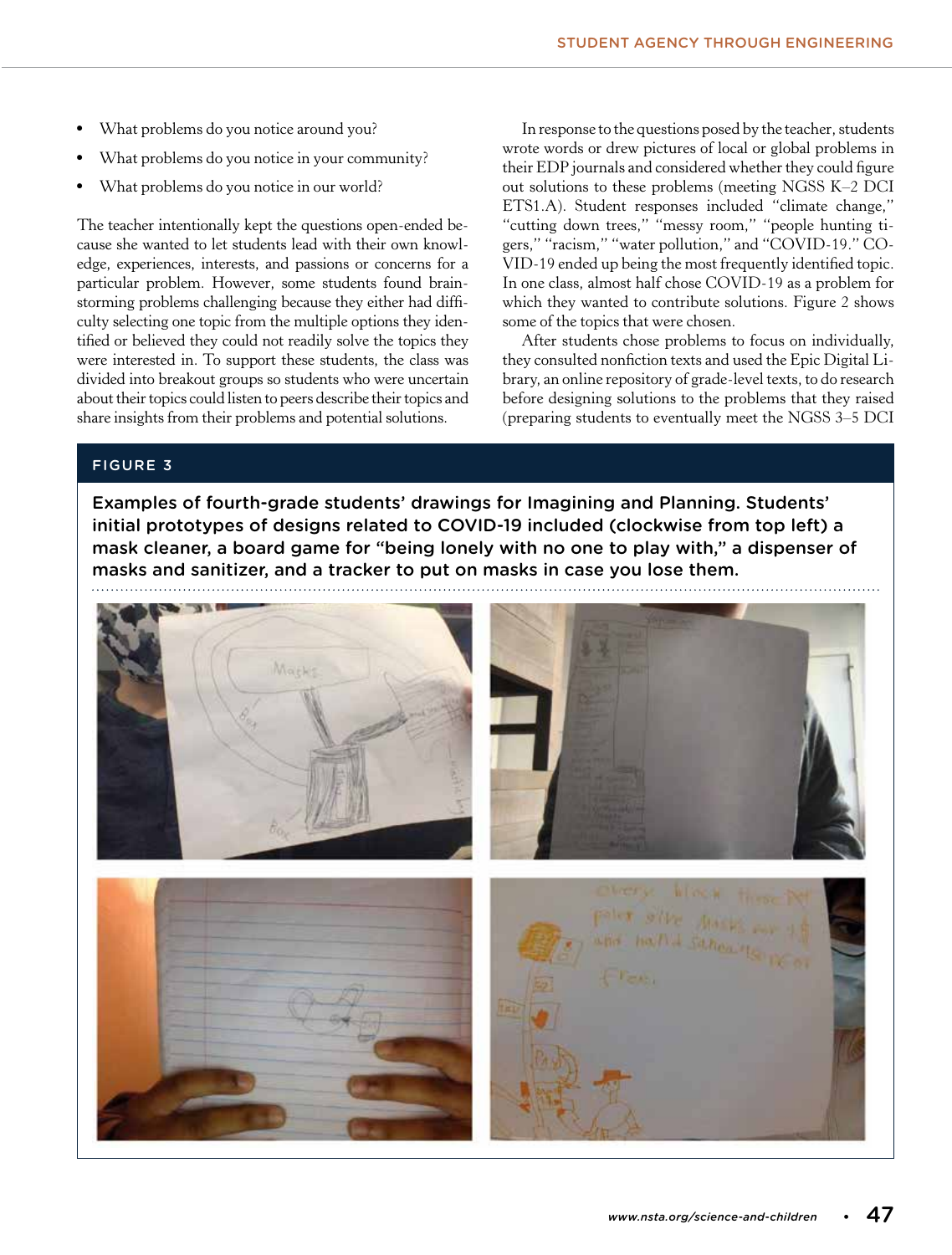- What problems do you notice around you?
- What problems do you notice in your community?
- What problems do you notice in our world?

The teacher intentionally kept the questions open-ended because she wanted to let students lead with their own knowledge, experiences, interests, and passions or concerns for a particular problem. However, some students found brainstorming problems challenging because they either had difficulty selecting one topic from the multiple options they identified or believed they could not readily solve the topics they were interested in. To support these students, the class was divided into breakout groups so students who were uncertain about their topics could listen to peers describe their topics and share insights from their problems and potential solutions.

In response to the questions posed by the teacher, students wrote words or drew pictures of local or global problems in their EDP journals and considered whether they could figure out solutions to these problems (meeting NGSS K–2 DCI ETS1.A). Student responses included "climate change," "cutting down trees," "messy room," "people hunting tigers," "racism," "water pollution," and "COVID-19." COVID-19 ended up being the most frequently identified topic. In one class, almost half chose COVID-19 as a problem for which they wanted to contribute solutions. Figure 2 shows some of the topics that were chosen.

After students chose problems to focus on individually, they consulted nonfiction texts and used the Epic Digital Library, an online repository of grade-level texts, to do research before designing solutions to the problems that they raised (preparing students to eventually meet the NGSS 3–5 DCI

**FIGURE 3**

**Examples of fourth-grade students' drawings for Imagining and Planning. Students' initial prototypes of designs related to COVID-19 included (clockwise from top left) a mask cleaner, a board game for "being lonely with no one to play with," a dispenser of masks and sanitizer, and a tracker to put on masks in case you lose them.**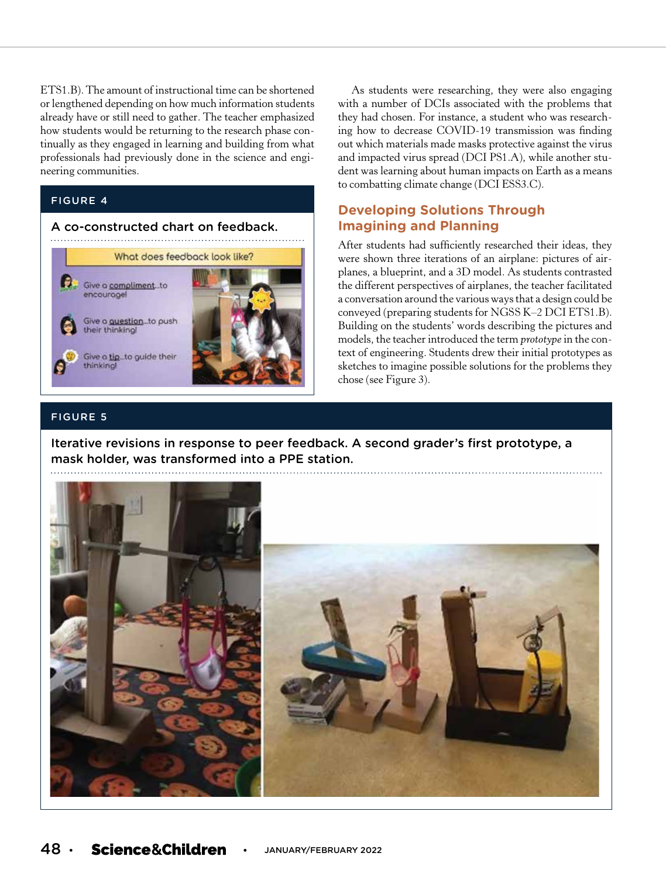ETS1.B). The amount of instructional time can be shortened or lengthened depending on how much information students already have or still need to gather. The teacher emphasized how students would be returning to the research phase continually as they engaged in learning and building from what professionals had previously done in the science and engineering communities.

**FIGURE 4**

A co-constructed chart on feedback.

As students were researching, they were also engaging with a number of DCIs associated with the problems that they had chosen. For instance, a student who was researching how to decrease COVID-19 transmission was finding out which materials made masks protective against the virus and impacted virus spread (DCI PS1.A), while another student was learning about human impacts on Earth as a means to combatting climate change (DCI ESS3.C).

## Developing Solutions Through Imagining and Planning

After students had sufficiently researched their ideas, they were shown three iterations of an airplane: pictures of airplanes, a blueprint, and a 3D model. As students contrasted the different perspectives of airplanes, the teacher facilitated a conversation around the various ways that a design could be conveyed (preparing students for NGSS K–2 DCI ETS1.B). Building on the students' words describing the pictures and models, the teacher introduced the term *prototype* in the context of engineering. Students drew their initial prototypes as sketches to imagine possible solutions for the problems they chose (see Figure 3).

**FIGURE 5**

Iterative revisions in response to peer feedback. A second grader's first prototype, a mask holder, was transformed into a PPE station.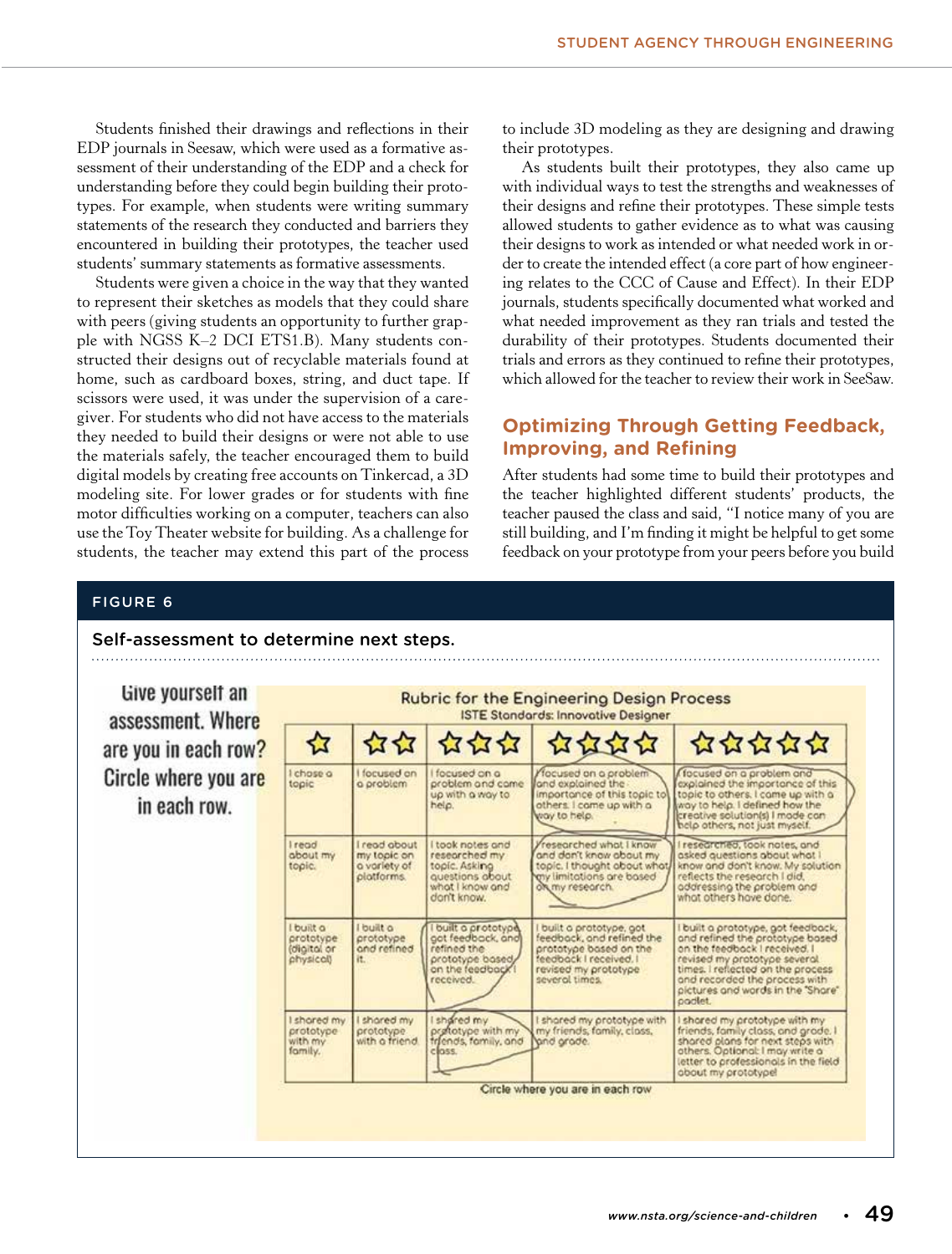Students finished their drawings and reflections in their EDP journals in Seesaw, which were used as a formative assessment of their understanding of the EDP and a check for understanding before they could begin building their prototypes. For example, when students were writing summary statements of the research they conducted and barriers they encountered in building their prototypes, the teacher used students' summary statements as formative assessments.

Students were given a choice in the way that they wanted to represent their sketches as models that they could share with peers (giving students an opportunity to further grapple with NGSS K–2 DCI ETS1.B). Many students constructed their designs out of recyclable materials found at home, such as cardboard boxes, string, and duct tape. If scissors were used, it was under the supervision of a caregiver. For students who did not have access to the materials they needed to build their designs or were not able to use the materials safely, the teacher encouraged them to build digital models by creating free accounts on Tinkercad, a 3D modeling site. For lower grades or for students with fine motor difficulties working on a computer, teachers can also use the Toy Theater website for building. As a challenge for students, the teacher may extend this part of the process to include 3D modeling as they are designing and drawing their prototypes.

As students built their prototypes, they also came up with individual ways to test the strengths and weaknesses of their designs and refine their prototypes. These simple tests allowed students to gather evidence as to what was causing their designs to work as intended or what needed work in order to create the intended effect (a core part of how engineering relates to the CCC of Cause and Effect). In their EDP journals, students specifically documented what worked and what needed improvement as they ran trials and tested the durability of their prototypes. Students documented their trials and errors as they continued to refine their prototypes, which allowed for the teacher to review their work in SeeSaw.

## Optimizing Through Getting Feedback, Improving, and Refining

After students had some time to build their prototypes and the teacher highlighted different students' products, the teacher paused the class and said, "I notice many of you are still building, and I'm finding it might be helpful to get some feedback on your prototype from your peers before you build

**FIGURE 6**

**Self-assessment to determine next steps.**

Give yourself an assessment. Where are you in each row? Circle where you are in each row.

Rubric for the Engineering Design Process

ISTE Standards: Innovative Designer

| ☆ | ☆☆ | ☆☆☆ | ☆☆☆☆ | ☆☆☆☆☆ |
|---|---|---|---|---|
| I chose a topic | I focused on a problem | I focused on a problem and came up with a way to help. | focused on a problem and explained the importance of this topic to others. I came up with a way to help. | focused on a problem and explained the importance of this topic to others. I came up with a way to help. I defined how the creative solution(s) I made can help others, not just myself. |
| I read about my topic. | I read about my topic on a variety of platforms. | I took notes and researched my topic. Asking questions about what I know and don't know. | researched what I know and don't know about my topic. I thought about what my limitations are based on my research. | I researched, took notes, and asked questions about what I know and don't know. My solution reflects the research I did, addressing the problem and what others have done. |
| I built a prototype (digital or physical) | I built a prototype and refined it. | I built a prototype, got feedback, and refined the prototype based on the feedback I received. | I built a prototype, got feedback, and refined the prototype based on the feedback I received. I revised my prototype several times. | I built a prototype, got feedback, and refined the prototype based on the feedback I received. I revised my prototype several times. I reflected on the process and recorded the process with pictures and words in the "Share" padlet. |
| I shared my prototype with my family. | I shared my prototype with a friend. | I shared my prototype with my friends, family, and class. | I shared my prototype with my friends, family, class, and grade. | I shared my prototype with my friends, family class, and grade. I shared plans for next steps with others. Optional: I may write a letter to professionals in the field about my prototype! |

Circle where you are in each row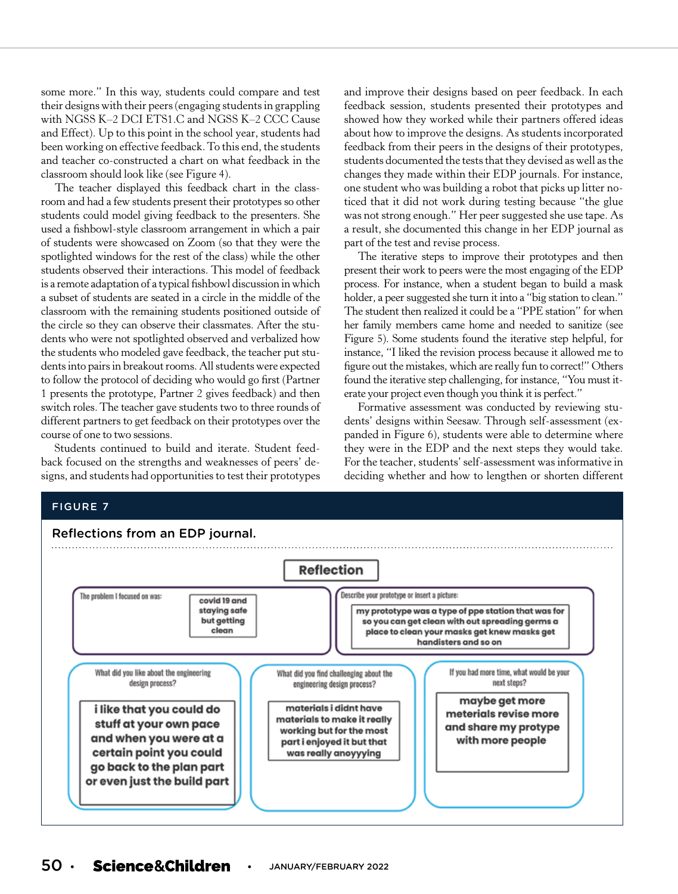some more." In this way, students could compare and test their designs with their peers (engaging students in grappling with NGSS K–2 DCI ETS1.C and NGSS K–2 CCC Cause and Effect). Up to this point in the school year, students had been working on effective feedback. To this end, the students and teacher co-constructed a chart on what feedback in the classroom should look like (see Figure 4).

The teacher displayed this feedback chart in the classroom and had a few students present their prototypes so other students could model giving feedback to the presenters. She used a fishbowl-style classroom arrangement in which a pair of students were showcased on Zoom (so that they were the spotlighted windows for the rest of the class) while the other students observed their interactions. This model of feedback is a remote adaptation of a typical fishbowl discussion in which a subset of students are seated in a circle in the middle of the classroom with the remaining students positioned outside of the circle so they can observe their classmates. After the students who were not spotlighted observed and verbalized how the students who modeled gave feedback, the teacher put students into pairs in breakout rooms. All students were expected to follow the protocol of deciding who would go first (Partner 1 presents the prototype, Partner 2 gives feedback) and then switch roles. The teacher gave students two to three rounds of different partners to get feedback on their prototypes over the course of one to two sessions.

Students continued to build and iterate. Student feedback focused on the strengths and weaknesses of peers' designs, and students had opportunities to test their prototypes and improve their designs based on peer feedback. In each feedback session, students presented their prototypes and showed how they worked while their partners offered ideas about how to improve the designs. As students incorporated feedback from their peers in the designs of their prototypes, students documented the tests that they devised as well as the changes they made within their EDP journals. For instance, one student who was building a robot that picks up litter noticed that it did not work during testing because "the glue was not strong enough." Her peer suggested she use tape. As a result, she documented this change in her EDP journal as part of the test and revise process.

The iterative steps to improve their prototypes and then present their work to peers were the most engaging of the EDP process. For instance, when a student began to build a mask holder, a peer suggested she turn it into a "big station to clean." The student then realized it could be a "PPE station" for when her family members came home and needed to sanitize (see Figure 5). Some students found the iterative step helpful, for instance, "I liked the revision process because it allowed me to figure out the mistakes, which are really fun to correct!" Others found the iterative step challenging, for instance, "You must iterate your project even though you think it is perfect."

Formative assessment was conducted by reviewing students' designs within Seesaw. Through self-assessment (expanded in Figure 6), students were able to determine where they were in the EDP and the next steps they would take. For the teacher, students' self-assessment was informative in deciding whether and how to lengthen or shorten different

**FIGURE 7**

**Reflections from an EDP journal.**

**Reflection**

| Prompt | Response |
|---|---|
| The problem I focused on was: | covid 19 and staying safe but getting clean |
| Describe your prototype or insert a picture: | my prototype was a type of ppe station that was for so you can get clean with out spreading germs a place to clean your masks get knew masks get handisters and so on |
| What did you like about the engineering design process? | i like that you could do stuff at your own pace and when you were at a certain point you could go back to the plan part or even just the build part |
| What did you find challenging about the engineering design process? | materials i didnt have materials to make it really working but for the most part i enjoyed it but that was really anoyyying |
| If you had more time, what would be your next steps? | maybe get more meterials revise more and share my protype with more people |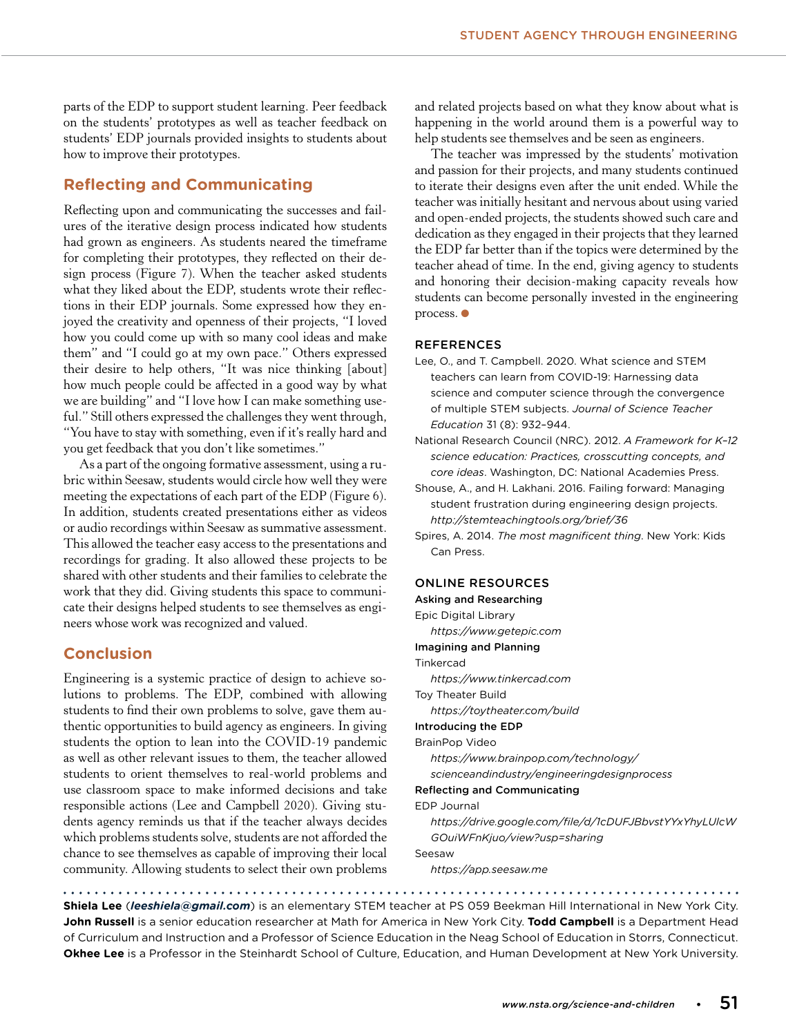parts of the EDP to support student learning. Peer feedback on the students' prototypes as well as teacher feedback on students' EDP journals provided insights to students about how to improve their prototypes.

## Reflecting and Communicating

Reflecting upon and communicating the successes and failures of the iterative design process indicated how students had grown as engineers. As students neared the timeframe for completing their prototypes, they reflected on their design process (Figure 7). When the teacher asked students what they liked about the EDP, students wrote their reflections in their EDP journals. Some expressed how they enjoyed the creativity and openness of their projects, "I loved how you could come up with so many cool ideas and make them" and "I could go at my own pace." Others expressed their desire to help others, "It was nice thinking [about] how much people could be affected in a good way by what we are building" and "I love how I can make something useful." Still others expressed the challenges they went through, "You have to stay with something, even if it's really hard and you get feedback that you don't like sometimes."

As a part of the ongoing formative assessment, using a rubric within Seesaw, students would circle how well they were meeting the expectations of each part of the EDP (Figure 6). In addition, students created presentations either as videos or audio recordings within Seesaw as summative assessment. This allowed the teacher easy access to the presentations and recordings for grading. It also allowed these projects to be shared with other students and their families to celebrate the work that they did. Giving students this space to communicate their designs helped students to see themselves as engineers whose work was recognized and valued.

## Conclusion

Engineering is a systemic practice of design to achieve solutions to problems. The EDP, combined with allowing students to find their own problems to solve, gave them authentic opportunities to build agency as engineers. In giving students the option to lean into the COVID-19 pandemic as well as other relevant issues to them, the teacher allowed students to orient themselves to real-world problems and use classroom space to make informed decisions and take responsible actions (Lee and Campbell 2020). Giving students agency reminds us that if the teacher always decides which problems students solve, students are not afforded the chance to see themselves as capable of improving their local community. Allowing students to select their own problems and related projects based on what they know about what is happening in the world around them is a powerful way to help students see themselves and be seen as engineers.

The teacher was impressed by the students' motivation and passion for their projects, and many students continued to iterate their designs even after the unit ended. While the teacher was initially hesitant and nervous about using varied and open-ended projects, the students showed such care and dedication as they engaged in their projects that they learned the EDP far better than if the topics were determined by the teacher ahead of time. In the end, giving agency to students and honoring their decision-making capacity reveals how students can become personally invested in the engineering process. ●

## REFERENCES

Lee, O., and T. Campbell. 2020. What science and STEM teachers can learn from COVID-19: Harnessing data science and computer science through the convergence of multiple STEM subjects. *Journal of Science Teacher Education* 31 (8): 932–944.

National Research Council (NRC). 2012. *A Framework for K–12 science education: Practices, crosscutting concepts, and core ideas*. Washington, DC: National Academies Press.

Shouse, A., and H. Lakhani. 2016. Failing forward: Managing student frustration during engineering design projects. *http://stemteachingtools.org/brief/36*

Spires, A. 2014. *The most magnificent thing*. New York: Kids Can Press.

## ONLINE RESOURCES

**Asking and Researching**

Epic Digital Library
*https://www.getepic.com*

**Imagining and Planning**

Tinkercad
*https://www.tinkercad.com*

Toy Theater Build
*https://toytheater.com/build*

**Introducing the EDP**

BrainPop Video
*https://www.brainpop.com/technology/scienceandindustry/engineeringdesignprocess*

**Reflecting and Communicating**

EDP Journal
*https://drive.google.com/file/d/1cDUFJBbvstYYxYhyLUlcWGOuiWFnKjuo/view?usp=sharing*

Seesaw
*https://app.seesaw.me*

**Shiela Lee** (***leeshiela@gmail.com***) is an elementary STEM teacher at PS 059 Beekman Hill International in New York City. **John Russell** is a senior education researcher at Math for America in New York City. **Todd Campbell** is a Department Head of Curriculum and Instruction and a Professor of Science Education in the Neag School of Education in Storrs, Connecticut. **Okhee Lee** is a Professor in the Steinhardt School of Culture, Education, and Human Development at New York University.